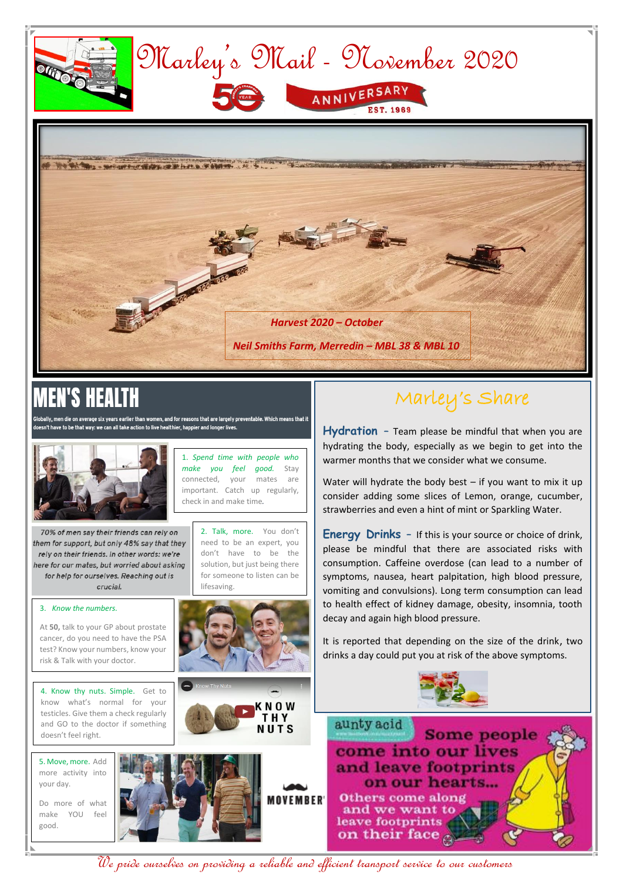# Marley's Mail - November 2020

50 YEAR ANNIVERSARY EST. 1969

*Harvest 2020 – October*

*Neil Smiths Farm, Merredin – MBL 38 & MBL 10*

## MEN'S HEALTH

Globally, men die on average six years earlier than women, and for reasons that are largely preventable. Which means that it doesn't have to be that way: we can all take action to live healthier, happier and longer lives.

1. *Spend time with people who make you feel good.* Stay connected, your mates are important. Catch up regularly, check in and make time.

*70% of men say their friends can rely on them for support, but only 48% say that they rely on their friends. In other words: we're here for our mates, but worried about asking for help for ourselves. Reaching out is crucial.*

2. Talk, more. You don't need to be an expert, you don't have to be the solution, but just being there for someone to listen can be lifesaving.

3. *Know the numbers.*

At **50**, talk to your GP about prostate cancer, do you need to have the PSA test? Know your numbers, know your risk & Talk with your doctor.

4. Know thy nuts. Simple. Get to know what's normal for your testicles. Give them a check regularly and GO to the doctor if something doesn't feel right.

KNOW THY NUTS

5. Move, more. Add more activity into your day.

Do more of what make YOU feel good.

MOVEMBER

## Marley's Share

**Hydration** – Team please be mindful that when you are hydrating the body, especially as we begin to get into the warmer months that we consider what we consume.

Water will hydrate the body best – if you want to mix it up consider adding some slices of Lemon, orange, cucumber, strawberries and even a hint of mint or Sparkling Water.

**Energy Drinks** – If this is your source or choice of drink, please be mindful that there are associated risks with consumption. Caffeine overdose (can lead to a number of symptoms, nausea, heart palpitation, high blood pressure, vomiting and convulsions). Long term consumption can lead to health effect of kidney damage, obesity, insomnia, tooth decay and again high blood pressure.

It is reported that depending on the size of the drink, two drinks a day could put you at risk of the above symptoms.

aunty acid

Some people come into our lives and leave footprints on our hearts... Others come along and we want to leave footprints on their face

*We pride ourselves on providing a reliable and efficient transport service to our customers*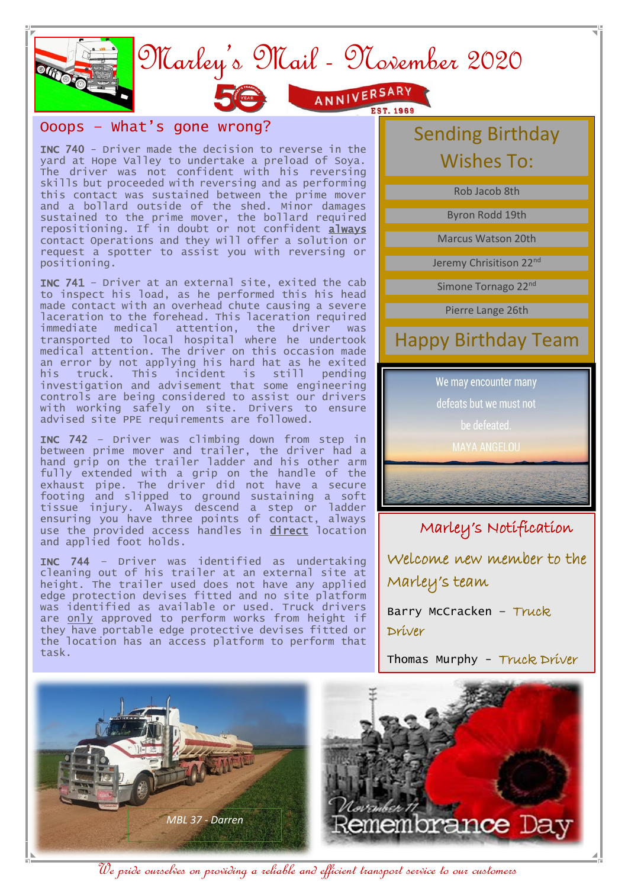# Marley's Mail - November 2020

50 YEAR ANNIVERSARY EST. 1969

## Ooops – What's gone wrong?

**INC 740** - Driver made the decision to reverse in the yard at Hope Valley to undertake a preload of Soya. The driver was not confident with his reversing skills but proceeded with reversing and as performing this contact was sustained between the prime mover and a bollard outside of the shed. Minor damages sustained to the prime mover, the bollard required repositioning. If in doubt or not confident **always** contact Operations and they will offer a solution or request a spotter to assist you with reversing or positioning.

**INC 741** - Driver at an external site, exited the cab to inspect his load, as he performed this his head made contact with an overhead chute causing a severe laceration to the forehead. This laceration required immediate medical attention, the driver was transported to local hospital where he undertook medical attention. The driver on this occasion made an error by not applying his hard hat as he exited his truck. This incident is still pending investigation and advisement that some engineering controls are being considered to assist our drivers with working safely on site. Drivers to ensure advised site PPE requirements are followed.

**INC 742** – Driver was climbing down from step in between prime mover and trailer, the driver had a hand grip on the trailer ladder and his other arm fully extended with a grip on the handle of the exhaust pipe. The driver did not have a secure footing and slipped to ground sustaining a soft tissue injury. Always descend a step or ladder ensuring you have three points of contact, always use the provided access handles in **direct** location and applied foot holds.

**INC 744** – Driver was identified as undertaking cleaning out of his trailer at an external site at height. The trailer used does not have any applied edge protection devises fitted and no site platform was identified as available or used. Truck drivers are only approved to perform works from height if they have portable edge protective devises fitted or the location has an access platform to perform that task.

## Sending Birthday Wishes To:

Rob Jacob 8th

Byron Rodd 19th

Marcus Watson 20th

Jeremy Chrisitison 22nd

Simone Tornago 22nd

Pierre Lange 26th

**Happy Birthday Team**

We may encounter many defeats but we must not be defeated.
MAYA ANGELOU

## Marley's Notification

Welcome new member to the Marley's team

Barry McCracken – Truck Driver

Thomas Murphy – Truck Driver

MBL 37 - Darren

November 11 Remembrance Day

*We pride ourselves on providing a reliable and efficient transport service to our customers*